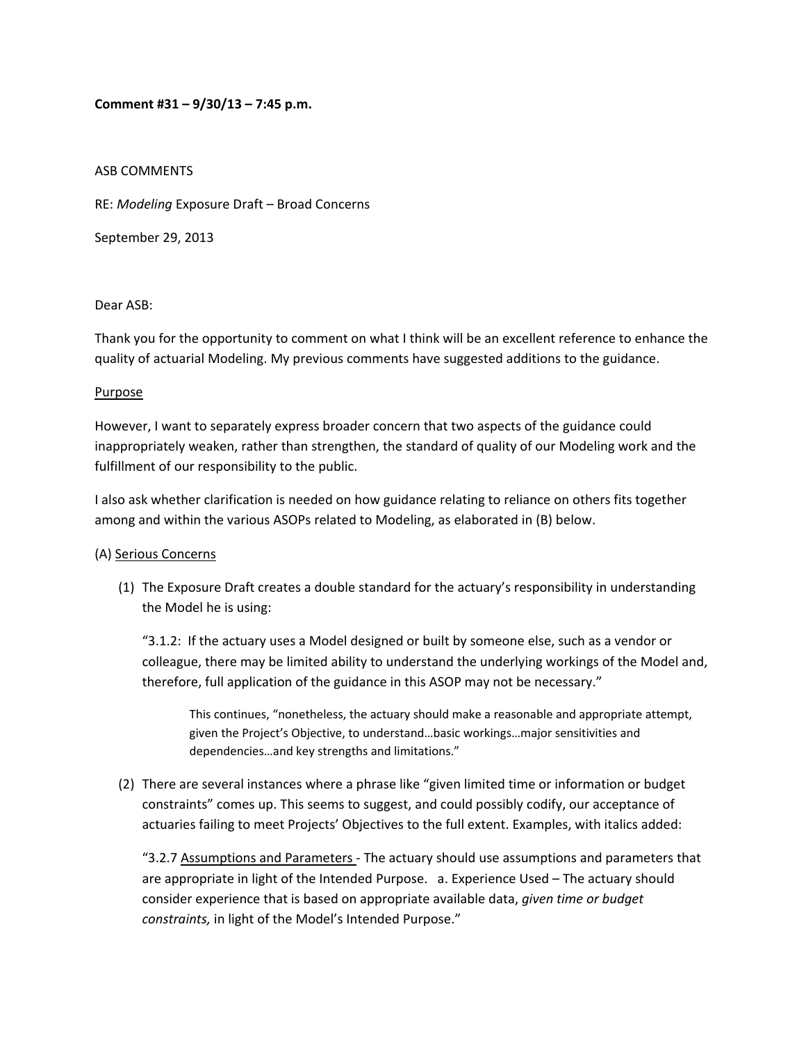**Comment #31 – 9/30/13 – 7:45 p.m.**

ASB COMMENTS

RE: *Modeling* Exposure Draft – Broad Concerns

September 29, 2013

Dear ASB:

Thank you for the opportunity to comment on what I think will be an excellent reference to enhance the quality of actuarial Modeling. My previous comments have suggested additions to the guidance.

<u>Purpose</u>

However, I want to separately express broader concern that two aspects of the guidance could inappropriately weaken, rather than strengthen, the standard of quality of our Modeling work and the fulfillment of our responsibility to the public.

I also ask whether clarification is needed on how guidance relating to reliance on others fits together among and within the various ASOPs related to Modeling, as elaborated in (B) below.

(A) <u>Serious Concerns</u>

(1) The Exposure Draft creates a double standard for the actuary's responsibility in understanding the Model he is using:

   "3.1.2: If the actuary uses a Model designed or built by someone else, such as a vendor or colleague, there may be limited ability to understand the underlying workings of the Model and, therefore, full application of the guidance in this ASOP may not be necessary."

   > This continues, "nonetheless, the actuary should make a reasonable and appropriate attempt, given the Project's Objective, to understand…basic workings…major sensitivities and dependencies…and key strengths and limitations."

(2) There are several instances where a phrase like "given limited time or information or budget constraints" comes up. This seems to suggest, and could possibly codify, our acceptance of actuaries failing to meet Projects' Objectives to the full extent. Examples, with italics added:

   "3.2.7 <u>Assumptions and Parameters</u> - The actuary should use assumptions and parameters that are appropriate in light of the Intended Purpose. a. Experience Used – The actuary should consider experience that is based on appropriate available data, *given time or budget constraints,* in light of the Model's Intended Purpose."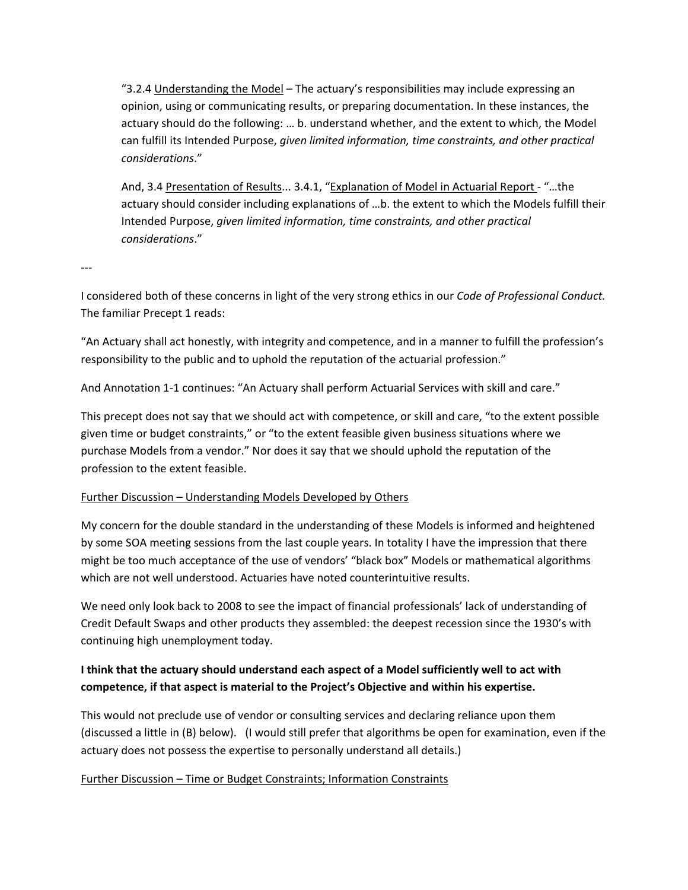> "3.2.4 Understanding the Model – The actuary's responsibilities may include expressing an opinion, using or communicating results, or preparing documentation. In these instances, the actuary should do the following: … b. understand whether, and the extent to which, the Model can fulfill its Intended Purpose, *given limited information, time constraints, and other practical considerations*."
>
> And, 3.4 Presentation of Results... 3.4.1, "Explanation of Model in Actuarial Report - "…the actuary should consider including explanations of …b. the extent to which the Models fulfill their Intended Purpose, *given limited information, time constraints, and other practical considerations*."

---

I considered both of these concerns in light of the very strong ethics in our *Code of Professional Conduct.* The familiar Precept 1 reads:

"An Actuary shall act honestly, with integrity and competence, and in a manner to fulfill the profession's responsibility to the public and to uphold the reputation of the actuarial profession."

And Annotation 1-1 continues: "An Actuary shall perform Actuarial Services with skill and care."

This precept does not say that we should act with competence, or skill and care, "to the extent possible given time or budget constraints," or "to the extent feasible given business situations where we purchase Models from a vendor." Nor does it say that we should uphold the reputation of the profession to the extent feasible.

Further Discussion – Understanding Models Developed by Others

My concern for the double standard in the understanding of these Models is informed and heightened by some SOA meeting sessions from the last couple years. In totality I have the impression that there might be too much acceptance of the use of vendors' "black box" Models or mathematical algorithms which are not well understood. Actuaries have noted counterintuitive results.

We need only look back to 2008 to see the impact of financial professionals' lack of understanding of Credit Default Swaps and other products they assembled: the deepest recession since the 1930's with continuing high unemployment today.

**I think that the actuary should understand each aspect of a Model sufficiently well to act with competence, if that aspect is material to the Project's Objective and within his expertise.**

This would not preclude use of vendor or consulting services and declaring reliance upon them (discussed a little in (B) below). (I would still prefer that algorithms be open for examination, even if the actuary does not possess the expertise to personally understand all details.)

Further Discussion – Time or Budget Constraints; Information Constraints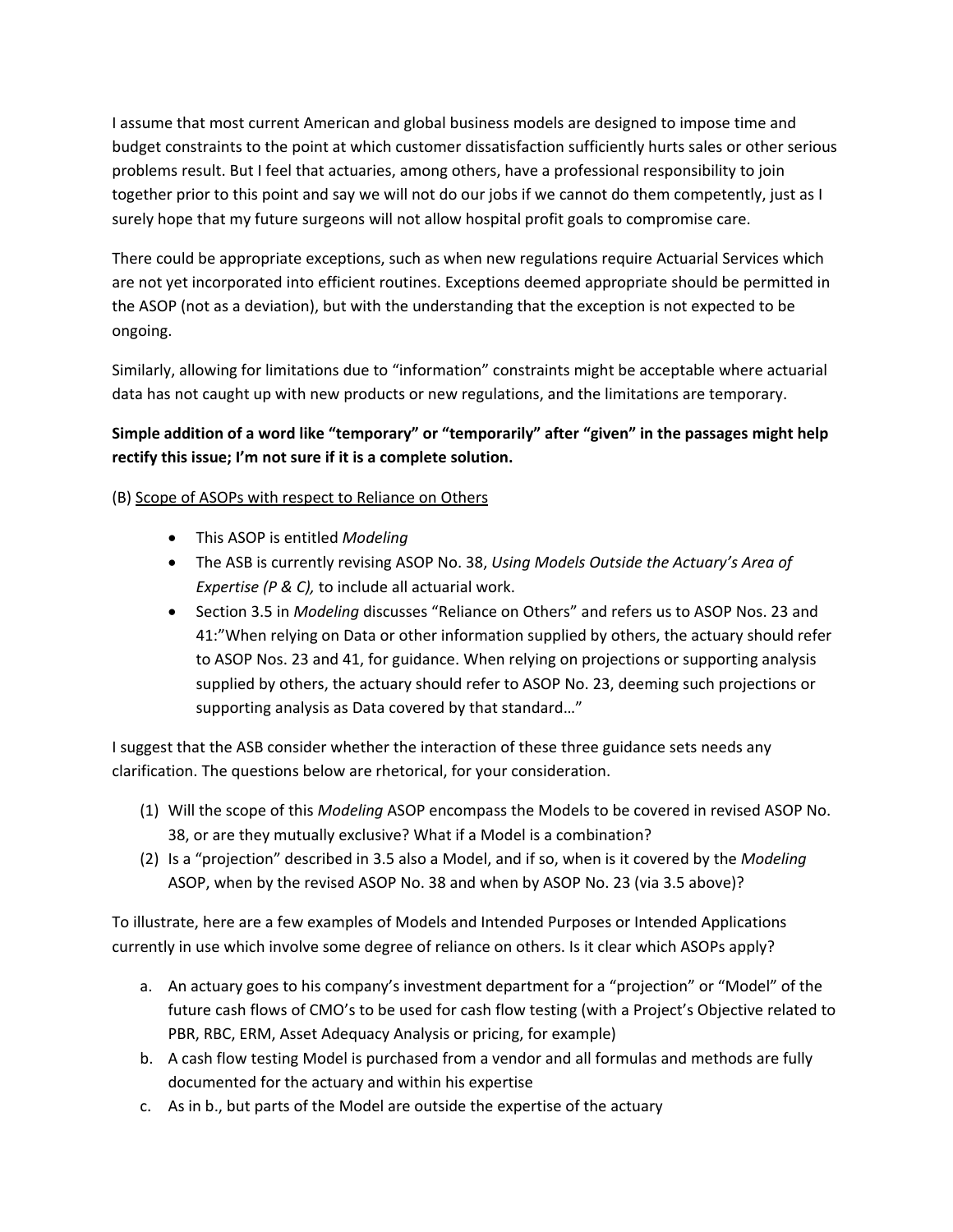I assume that most current American and global business models are designed to impose time and budget constraints to the point at which customer dissatisfaction sufficiently hurts sales or other serious problems result. But I feel that actuaries, among others, have a professional responsibility to join together prior to this point and say we will not do our jobs if we cannot do them competently, just as I surely hope that my future surgeons will not allow hospital profit goals to compromise care.

There could be appropriate exceptions, such as when new regulations require Actuarial Services which are not yet incorporated into efficient routines. Exceptions deemed appropriate should be permitted in the ASOP (not as a deviation), but with the understanding that the exception is not expected to be ongoing.

Similarly, allowing for limitations due to "information" constraints might be acceptable where actuarial data has not caught up with new products or new regulations, and the limitations are temporary.

**Simple addition of a word like "temporary" or "temporarily" after "given" in the passages might help rectify this issue; I'm not sure if it is a complete solution.**

(B) Scope of ASOPs with respect to Reliance on Others

- This ASOP is entitled *Modeling*
- The ASB is currently revising ASOP No. 38, *Using Models Outside the Actuary's Area of Expertise (P & C),* to include all actuarial work.
- Section 3.5 in *Modeling* discusses "Reliance on Others" and refers us to ASOP Nos. 23 and 41:"When relying on Data or other information supplied by others, the actuary should refer to ASOP Nos. 23 and 41, for guidance. When relying on projections or supporting analysis supplied by others, the actuary should refer to ASOP No. 23, deeming such projections or supporting analysis as Data covered by that standard…"

I suggest that the ASB consider whether the interaction of these three guidance sets needs any clarification. The questions below are rhetorical, for your consideration.

(1) Will the scope of this *Modeling* ASOP encompass the Models to be covered in revised ASOP No. 38, or are they mutually exclusive? What if a Model is a combination?

(2) Is a "projection" described in 3.5 also a Model, and if so, when is it covered by the *Modeling* ASOP, when by the revised ASOP No. 38 and when by ASOP No. 23 (via 3.5 above)?

To illustrate, here are a few examples of Models and Intended Purposes or Intended Applications currently in use which involve some degree of reliance on others. Is it clear which ASOPs apply?

a. An actuary goes to his company's investment department for a "projection" or "Model" of the future cash flows of CMO's to be used for cash flow testing (with a Project's Objective related to PBR, RBC, ERM, Asset Adequacy Analysis or pricing, for example)

b. A cash flow testing Model is purchased from a vendor and all formulas and methods are fully documented for the actuary and within his expertise

c. As in b., but parts of the Model are outside the expertise of the actuary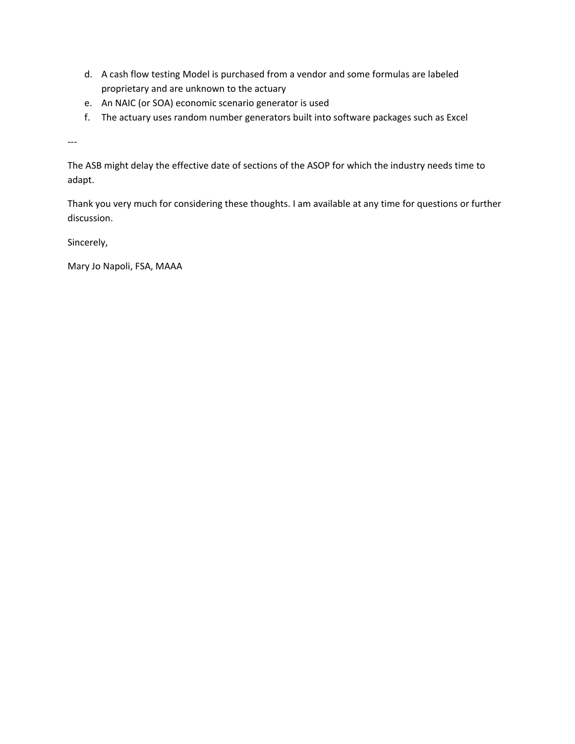d. A cash flow testing Model is purchased from a vendor and some formulas are labeled proprietary and are unknown to the actuary
e. An NAIC (or SOA) economic scenario generator is used
f. The actuary uses random number generators built into software packages such as Excel

---

The ASB might delay the effective date of sections of the ASOP for which the industry needs time to adapt.

Thank you very much for considering these thoughts. I am available at any time for questions or further discussion.

Sincerely,

Mary Jo Napoli, FSA, MAAA